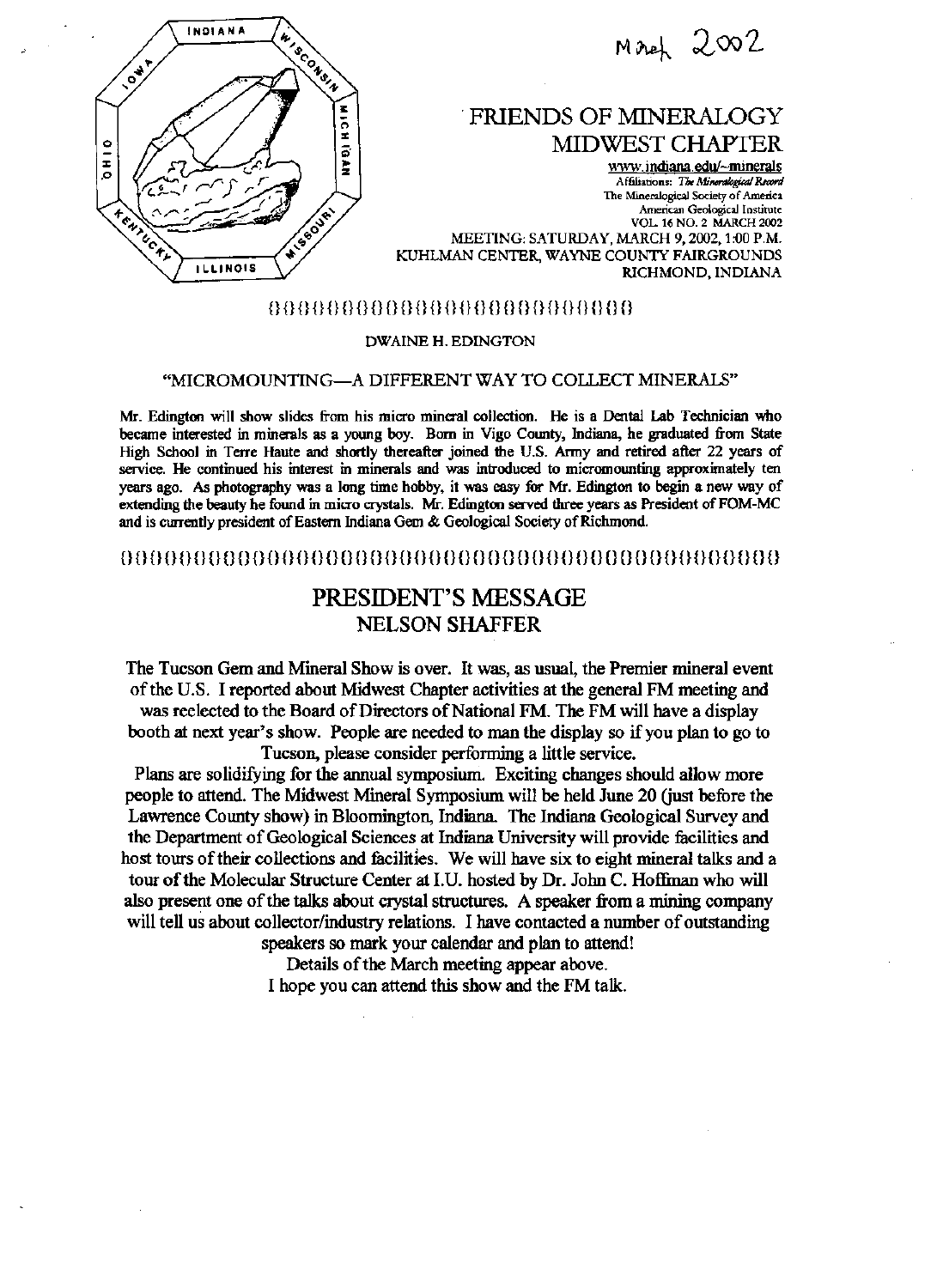March 2002

# FRIENDS OF MINERALOGY MIDWEST CHAPTER

www.indiana.edu/~minerals
Affiliations: *The Mineralogical Record*
The Mineralogical Society of America
American Geological Institute
VOL 16 NO. 2 MARCH 2002
MEETING: SATURDAY, MARCH 9, 2002, 1:00 P.M.
KUHLMAN CENTER, WAYNE COUNTY FAIRGROUNDS
RICHMOND, INDIANA

---

DWAINE H. EDINGTON

"MICROMOUNTING—A DIFFERENT WAY TO COLLECT MINERALS"

Mr. Edington will show slides from his micro mineral collection. He is a Dental Lab Technician who became interested in minerals as a young boy. Born in Vigo County, Indiana, he graduated from State High School in Terre Haute and shortly thereafter joined the U.S. Army and retired after 22 years of service. He continued his interest in minerals and was introduced to micromounting approximately ten years ago. As photography was a long time hobby, it was easy for Mr. Edington to begin a new way of extending the beauty he found in micro crystals. Mr. Edington served three years as President of FOM-MC and is currently president of Eastern Indiana Gem & Geological Society of Richmond.

---

## PRESIDENT'S MESSAGE
## NELSON SHAFFER

The Tucson Gem and Mineral Show is over. It was, as usual, the Premier mineral event of the U.S. I reported about Midwest Chapter activities at the general FM meeting and was reelected to the Board of Directors of National FM. The FM will have a display booth at next year's show. People are needed to man the display so if you plan to go to Tucson, please consider performing a little service.

Plans are solidifying for the annual symposium. Exciting changes should allow more people to attend. The Midwest Mineral Symposium will be held June 20 (just before the Lawrence County show) in Bloomington, Indiana. The Indiana Geological Survey and the Department of Geological Sciences at Indiana University will provide facilities and host tours of their collections and facilities. We will have six to eight mineral talks and a tour of the Molecular Structure Center at I.U. hosted by Dr. John C. Hoffman who will also present one of the talks about crystal structures. A speaker from a mining company will tell us about collector/industry relations. I have contacted a number of outstanding speakers so mark your calendar and plan to attend!

Details of the March meeting appear above.

I hope you can attend this show and the FM talk.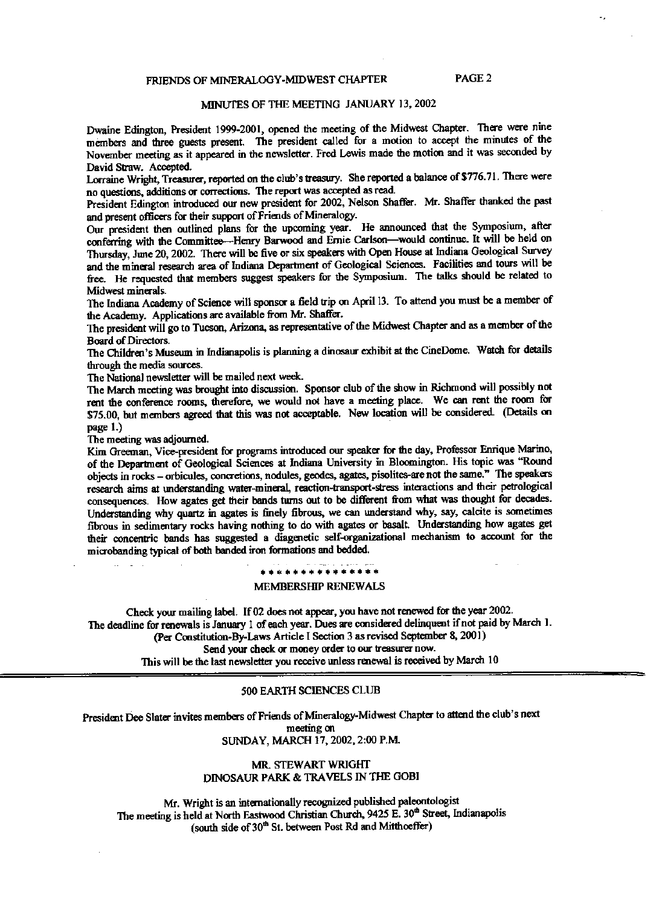# FRIENDS OF MINERALOGY-MIDWEST CHAPTER

## MINUTES OF THE MEETING JANUARY 13, 2002

Dwaine Edington, President 1999-2001, opened the meeting of the Midwest Chapter. There were nine members and three guests present. The president called for a motion to accept the minutes of the November meeting as it appeared in the newsletter. Fred Lewis made the motion and it was seconded by David Straw. Accepted.

Lorraine Wright, Treasurer, reported on the club's treasury. She reported a balance of $776.71. There were no questions, additions or corrections. The report was accepted as read.

President Edington introduced our new president for 2002, Nelson Shaffer. Mr. Shaffer thanked the past and present officers for their support of Friends of Mineralogy.

Our president then outlined plans for the upcoming year. He announced that the Symposium, after conferring with the Committee—Henry Barwood and Ernie Carlson—would continue. It will be held on Thursday, June 20, 2002. There will be five or six speakers with Open House at Indiana Geological Survey and the mineral research area of Indiana Department of Geological Sciences. Facilities and tours will be free. He requested that members suggest speakers for the Symposium. The talks should be related to Midwest minerals.

The Indiana Academy of Science will sponsor a field trip on April 13. To attend you must be a member of the Academy. Applications are available from Mr. Shaffer.

The president will go to Tucson, Arizona, as representative of the Midwest Chapter and as a member of the Board of Directors.

The Children's Museum in Indianapolis is planning a dinosaur exhibit at the CineDome. Watch for details through the media sources.

The National newsletter will be mailed next week.

The March meeting was brought into discussion. Sponsor club of the show in Richmond will possibly not rent the conference rooms, therefore, we would not have a meeting place. We can rent the room for $75.00, but members agreed that this was not acceptable. New location will be considered. (Details on page 1.)

The meeting was adjourned.

Kim Greeman, Vice-president for programs introduced our speaker for the day, Professor Enrique Marino, of the Department of Geological Sciences at Indiana University in Bloomington. His topic was "Round objects in rocks – orbicules, concretions, nodules, geodes, agates, pisolites-are not the same." The speakers research aims at understanding water-mineral, reaction-transport-stress interactions and their petrological consequences. How agates get their bands turns out to be different from what was thought for decades. Understanding why quartz in agates is finely fibrous, we can understand why, say, calcite is sometimes fibrous in sedimentary rocks having nothing to do with agates or basalt. Understanding how agates get their concentric bands has suggested a diagenetic self-organizational mechanism to account for the microbanding typical of both banded iron formations and bedded.

\*\*\*\*\*\*\*\*\*\*\*\*\*\*\*

## MEMBERSHIP RENEWALS

Check your mailing label. If 02 does not appear, you have not renewed for the year 2002.
The deadline for renewals is January 1 of each year. Dues are considered delinquent if not paid by March 1.
(Per Constitution-By-Laws Article I Section 3 as revised September 8, 2001)
Send your check or money order to our treasurer now.
This will be the last newsletter you receive unless renewal is received by March 10

---

## 500 EARTH SCIENCES CLUB

President Dee Slater invites members of Friends of Mineralogy-Midwest Chapter to attend the club's next meeting on
SUNDAY, MARCH 17, 2002, 2:00 P.M.

MR. STEWART WRIGHT
DINOSAUR PARK & TRAVELS IN THE GOBI

Mr. Wright is an internationally recognized published paleontologist
The meeting is held at North Eastwood Christian Church, 9425 E. 30th Street, Indianapolis
(south side of 30th St. between Post Rd and Mitthoeffer)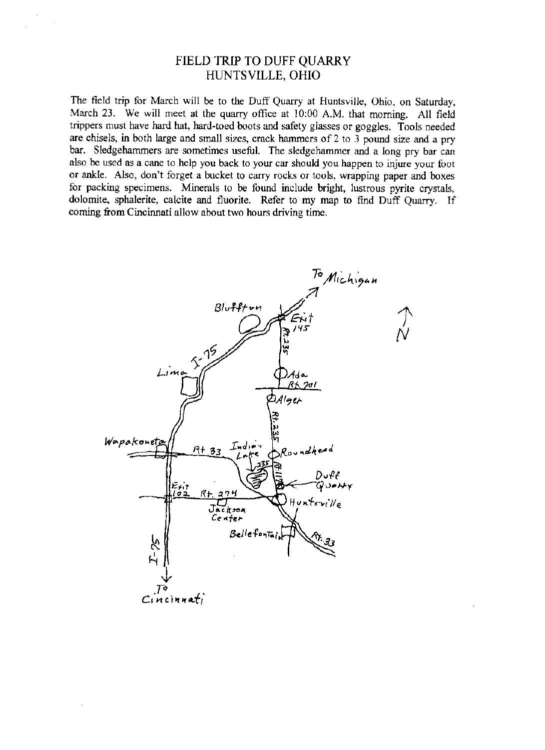# FIELD TRIP TO DUFF QUARRY
# HUNTSVILLE, OHIO

The field trip for March will be to the Duff Quarry at Huntsville, Ohio, on Saturday, March 23. We will meet at the quarry office at 10:00 A.M. that morning. All field trippers must have hard hat, hard-toed boots and safety glasses or goggles. Tools needed are chisels, in both large and small sizes, crack hammers of 2 to 3 pound size and a pry bar. Sledgehammers are sometimes useful. The sledgehammer and a long pry bar can also be used as a cane to help you back to your car should you happen to injure your foot or ankle. Also, don't forget a bucket to carry rocks or tools, wrapping paper and boxes for packing specimens. Minerals to be found include bright, lustrous pyrite crystals, dolomite, sphalerite, calcite and fluorite. Refer to my map to find Duff Quarry. If coming from Cincinnati allow about two hours driving time.

To Michigan
N
Bluffton
Exit 145
Rt. 235
I-75
Lima
Ada
Rt 701
Alger
Rt. 235
Wapakoneta
Rt 33
Indian Lake
235
Roundhead
Rt. 117
Duff Quarry
Exit 102
Rt. 274
Jackson Center
Huntsville
Bellefontaine
Rt. 33
I-75
To Cincinnati